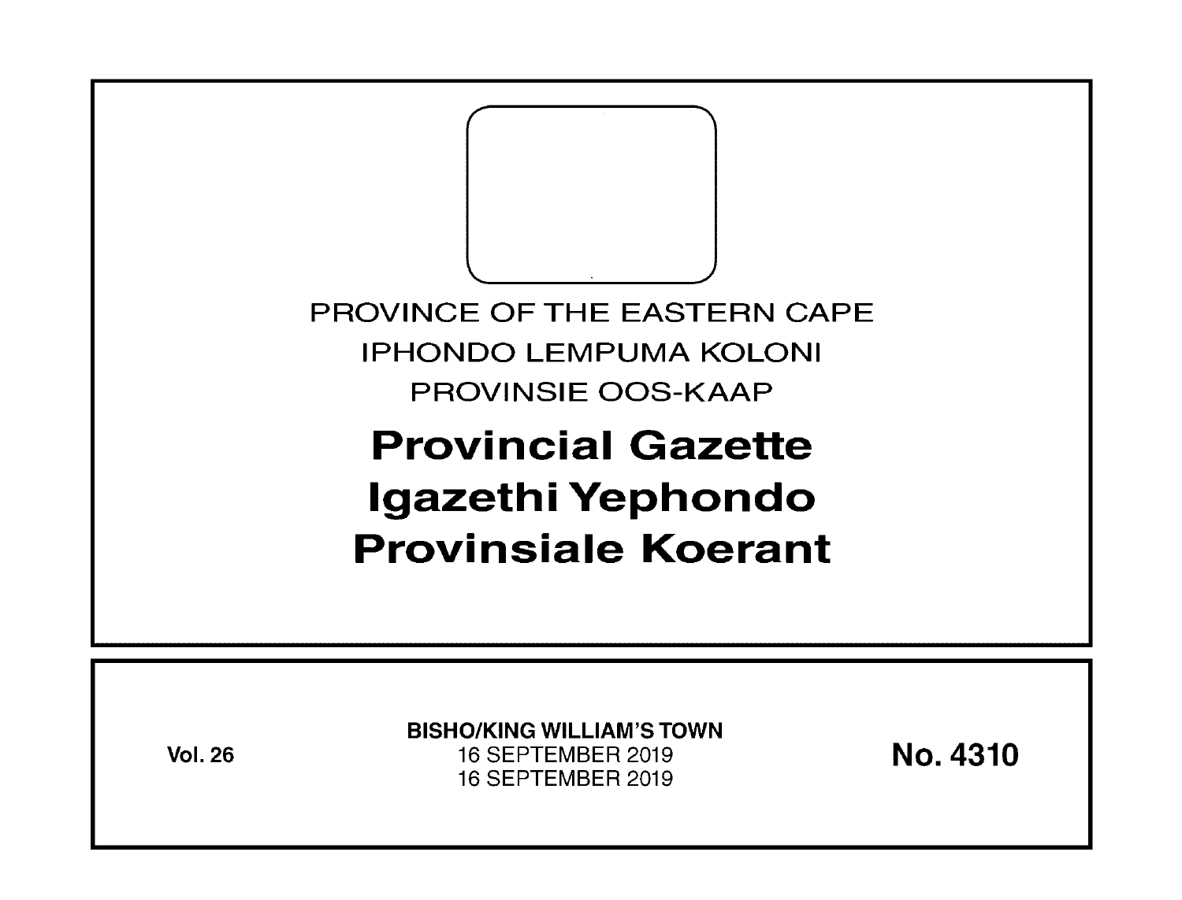PROVINCE OF THE EASTERN CAPE

IPHONDO LEMPUMA KOLONI

PROVINSIE OOS-KAAP

# Provincial Gazette
# Igazethi Yephondo
# Provinsiale Koerant

**Vol. 26**

**BISHO/KING WILLIAM'S TOWN**

16 SEPTEMBER 2019

16 SEPTEMBER 2019

**No. 4310**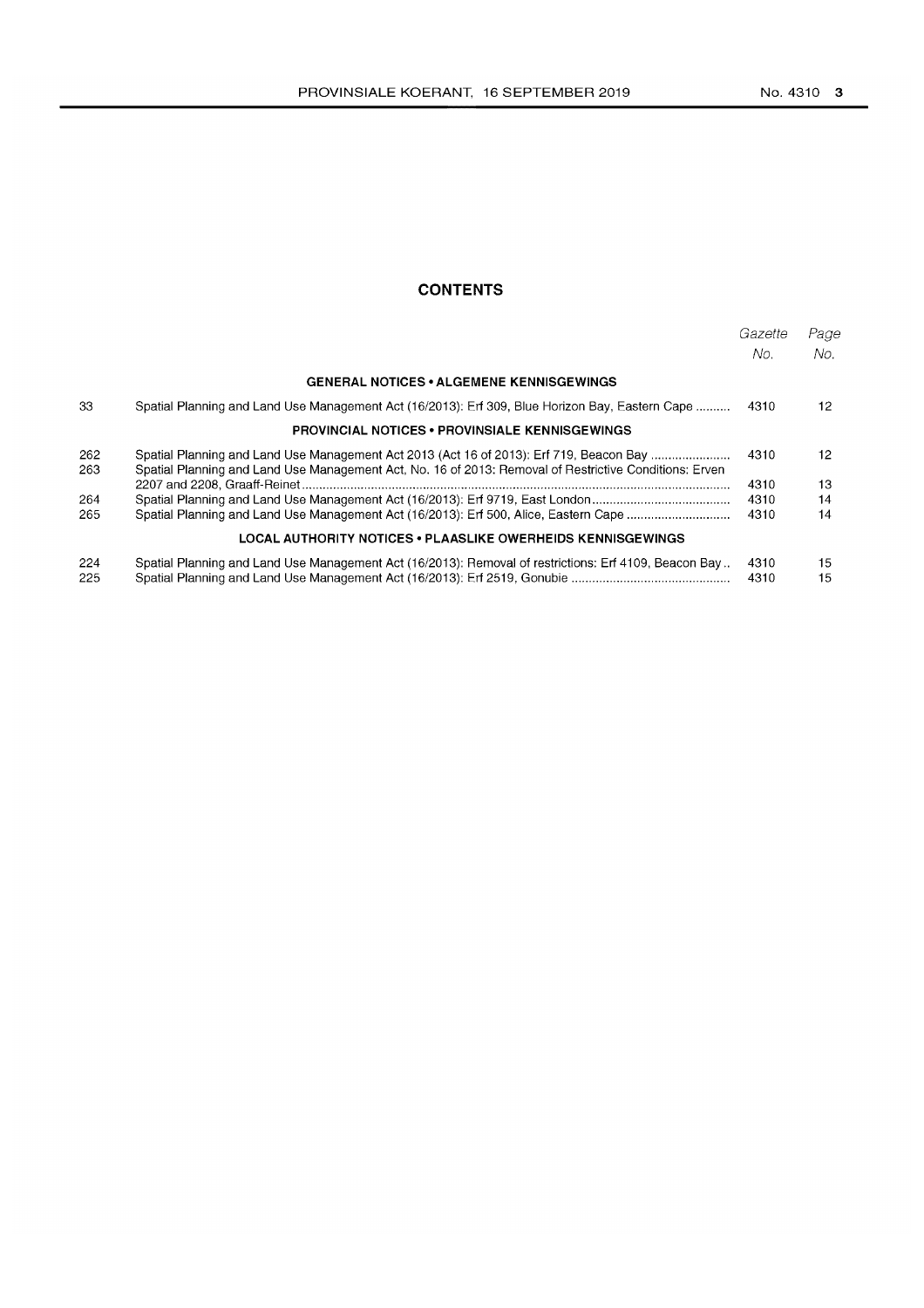## CONTENTS

| | | Gazette No. | Page No. |
|---|---|---|---|
| | **GENERAL NOTICES • ALGEMENE KENNISGEWINGS** | | |
| 33 | Spatial Planning and Land Use Management Act (16/2013): Erf 309, Blue Horizon Bay, Eastern Cape | 4310 | 12 |
| | **PROVINCIAL NOTICES • PROVINSIALE KENNISGEWINGS** | | |
| 262 | Spatial Planning and Land Use Management Act 2013 (Act 16 of 2013): Erf 719, Beacon Bay | 4310 | 12 |
| 263 | Spatial Planning and Land Use Management Act, No. 16 of 2013: Removal of Restrictive Conditions: Erven 2207 and 2208, Graaff-Reinet | 4310 | 13 |
| 264 | Spatial Planning and Land Use Management Act (16/2013): Erf 9719, East London | 4310 | 14 |
| 265 | Spatial Planning and Land Use Management Act (16/2013): Erf 500, Alice, Eastern Cape | 4310 | 14 |
| | **LOCAL AUTHORITY NOTICES • PLAASLIKE OWERHEIDS KENNISGEWINGS** | | |
| 224 | Spatial Planning and Land Use Management Act (16/2013): Removal of restrictions: Erf 4109, Beacon Bay | 4310 | 15 |
| 225 | Spatial Planning and Land Use Management Act (16/2013): Erf 2519, Gonubie | 4310 | 15 |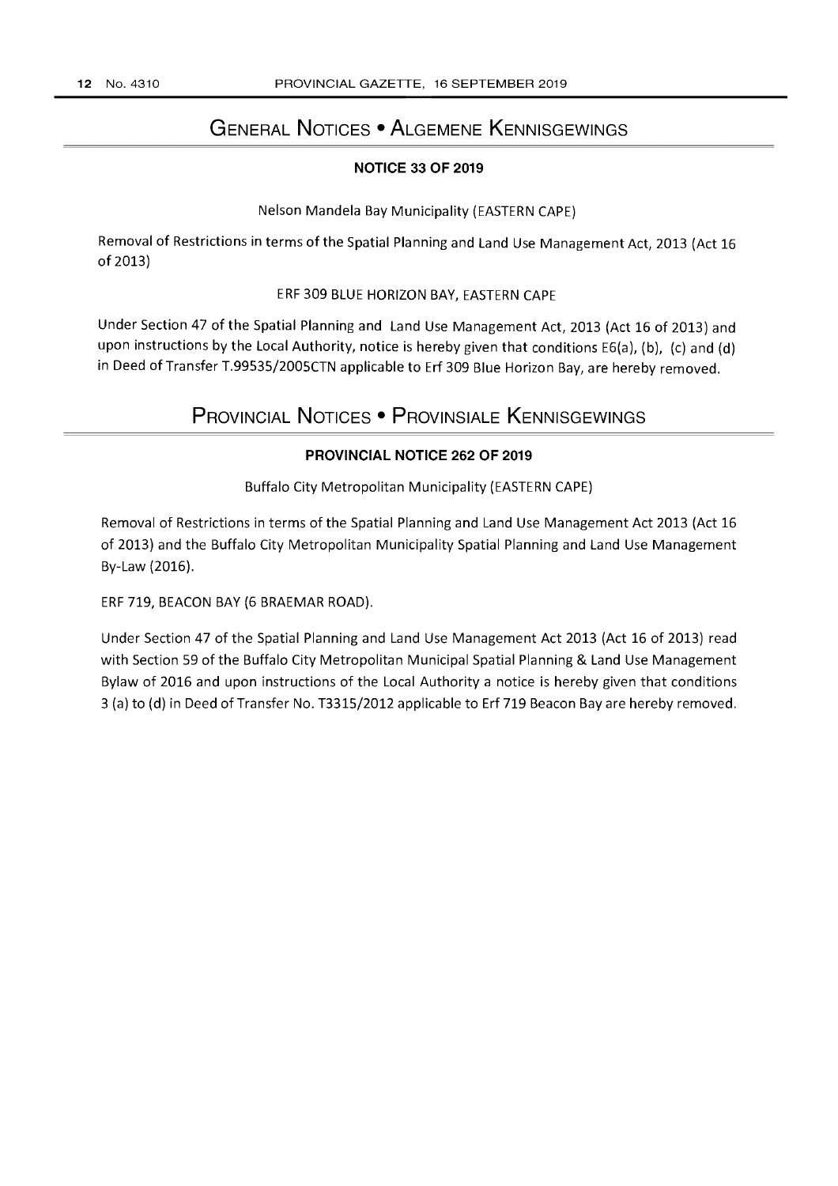# General Notices • Algemene Kennisgewings

## NOTICE 33 OF 2019

Nelson Mandela Bay Municipality (EASTERN CAPE)

Removal of Restrictions in terms of the Spatial Planning and Land Use Management Act, 2013 (Act 16 of 2013)

ERF 309 BLUE HORIZON BAY, EASTERN CAPE

Under Section 47 of the Spatial Planning and Land Use Management Act, 2013 (Act 16 of 2013) and upon instructions by the Local Authority, notice is hereby given that conditions E6(a), (b), (c) and (d) in Deed of Transfer T.99535/2005CTN applicable to Erf 309 Blue Horizon Bay, are hereby removed.

# Provincial Notices • Provinsiale Kennisgewings

## PROVINCIAL NOTICE 262 OF 2019

Buffalo City Metropolitan Municipality (EASTERN CAPE)

Removal of Restrictions in terms of the Spatial Planning and Land Use Management Act 2013 (Act 16 of 2013) and the Buffalo City Metropolitan Municipality Spatial Planning and Land Use Management By-Law (2016).

ERF 719, BEACON BAY (6 BRAEMAR ROAD).

Under Section 47 of the Spatial Planning and Land Use Management Act 2013 (Act 16 of 2013) read with Section 59 of the Buffalo City Metropolitan Municipal Spatial Planning & Land Use Management Bylaw of 2016 and upon instructions of the Local Authority a notice is hereby given that conditions 3 (a) to (d) in Deed of Transfer No. T3315/2012 applicable to Erf 719 Beacon Bay are hereby removed.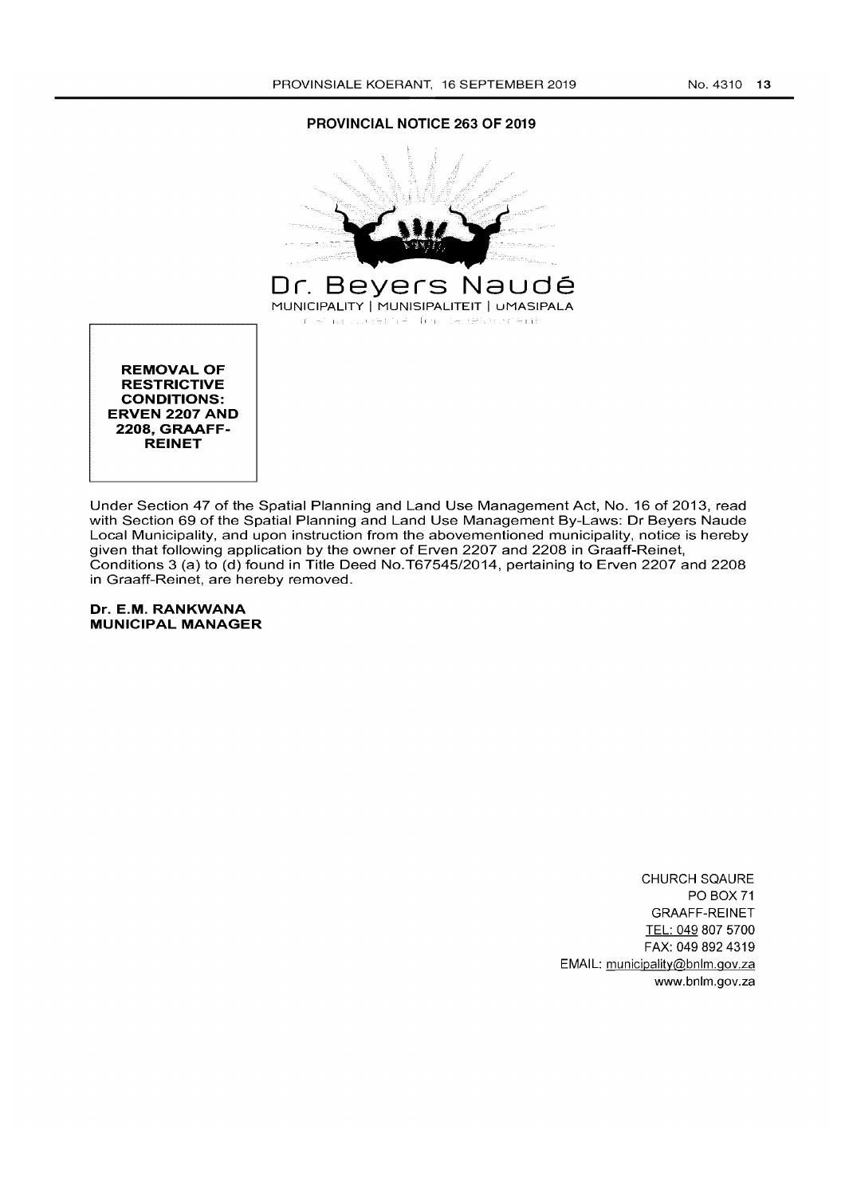## PROVINCIAL NOTICE 263 OF 2019

Dr. Beyers Naudé
MUNICIPALITY | MUNISIPALITEIT | uMASIPALA

**REMOVAL OF RESTRICTIVE CONDITIONS: ERVEN 2207 AND 2208, GRAAFF-REINET**

Under Section 47 of the Spatial Planning and Land Use Management Act, No. 16 of 2013, read with Section 69 of the Spatial Planning and Land Use Management By-Laws: Dr Beyers Naude Local Municipality, and upon instruction from the abovementioned municipality, notice is hereby given that following application by the owner of Erven 2207 and 2208 in Graaff-Reinet, Conditions 3 (a) to (d) found in Title Deed No.T67545/2014, pertaining to Erven 2207 and 2208 in Graaff-Reinet, are hereby removed.

**Dr. E.M. RANKWANA**
**MUNICIPAL MANAGER**

CHURCH SQAURE
PO BOX 71
GRAAFF-REINET
TEL: 049 807 5700
FAX: 049 892 4319
EMAIL: municipality@bnlm.gov.za
www.bnlm.gov.za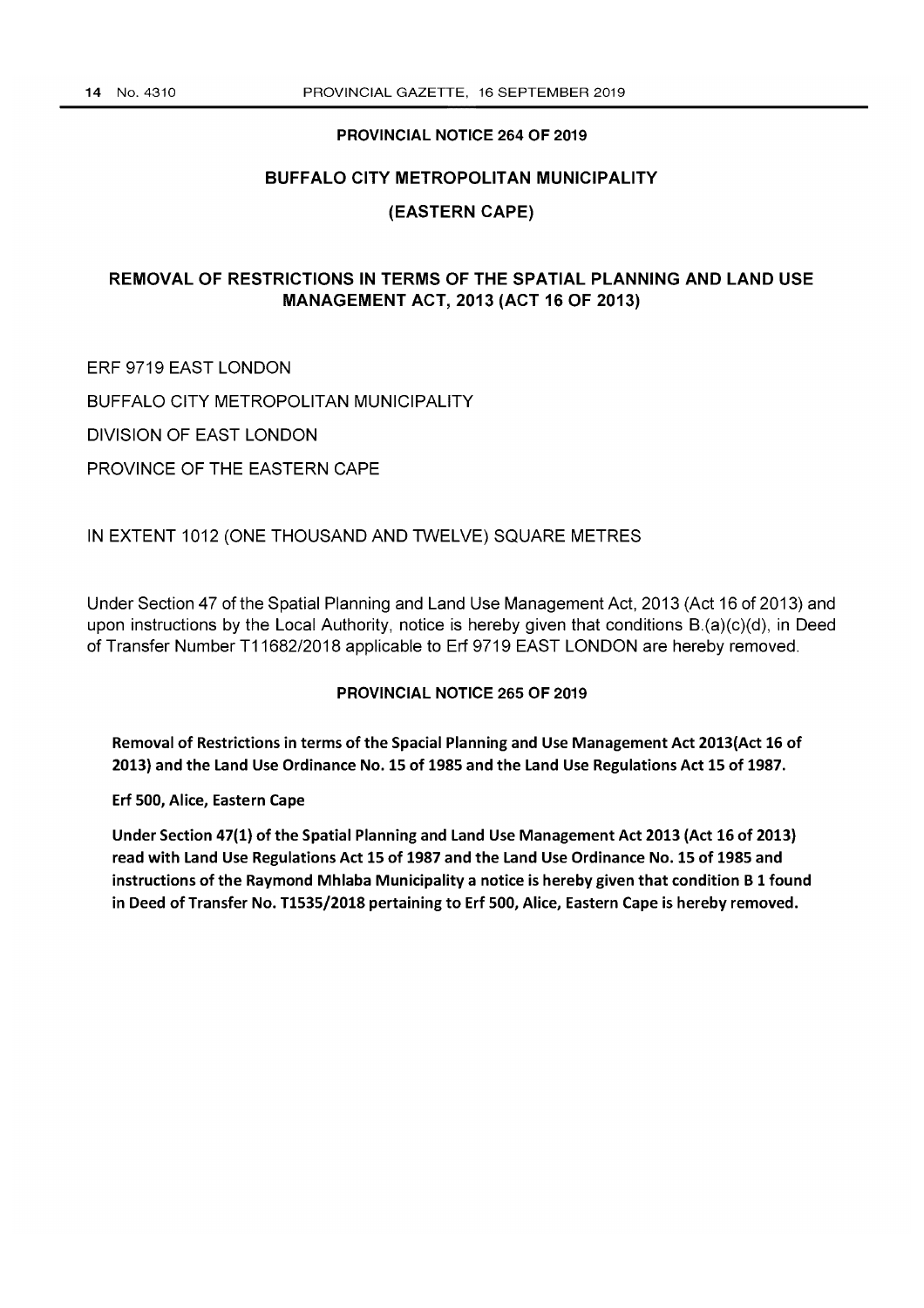## PROVINCIAL NOTICE 264 OF 2019

## BUFFALO CITY METROPOLITAN MUNICIPALITY

## (EASTERN CAPE)

## REMOVAL OF RESTRICTIONS IN TERMS OF THE SPATIAL PLANNING AND LAND USE MANAGEMENT ACT, 2013 (ACT 16 OF 2013)

ERF 9719 EAST LONDON

BUFFALO CITY METROPOLITAN MUNICIPALITY

DIVISION OF EAST LONDON

PROVINCE OF THE EASTERN CAPE

IN EXTENT 1012 (ONE THOUSAND AND TWELVE) SQUARE METRES

Under Section 47 of the Spatial Planning and Land Use Management Act, 2013 (Act 16 of 2013) and upon instructions by the Local Authority, notice is hereby given that conditions B.(a)(c)(d), in Deed of Transfer Number T11682/2018 applicable to Erf 9719 EAST LONDON are hereby removed.

## PROVINCIAL NOTICE 265 OF 2019

**Removal of Restrictions in terms of the Spacial Planning and Use Management Act 2013(Act 16 of 2013) and the Land Use Ordinance No. 15 of 1985 and the Land Use Regulations Act 15 of 1987.**

**Erf 500, Alice, Eastern Cape**

**Under Section 47(1) of the Spatial Planning and Land Use Management Act 2013 (Act 16 of 2013) read with Land Use Regulations Act 15 of 1987 and the Land Use Ordinance No. 15 of 1985 and instructions of the Raymond Mhlaba Municipality a notice is hereby given that condition B 1 found in Deed of Transfer No. T1535/2018 pertaining to Erf 500, Alice, Eastern Cape is hereby removed.**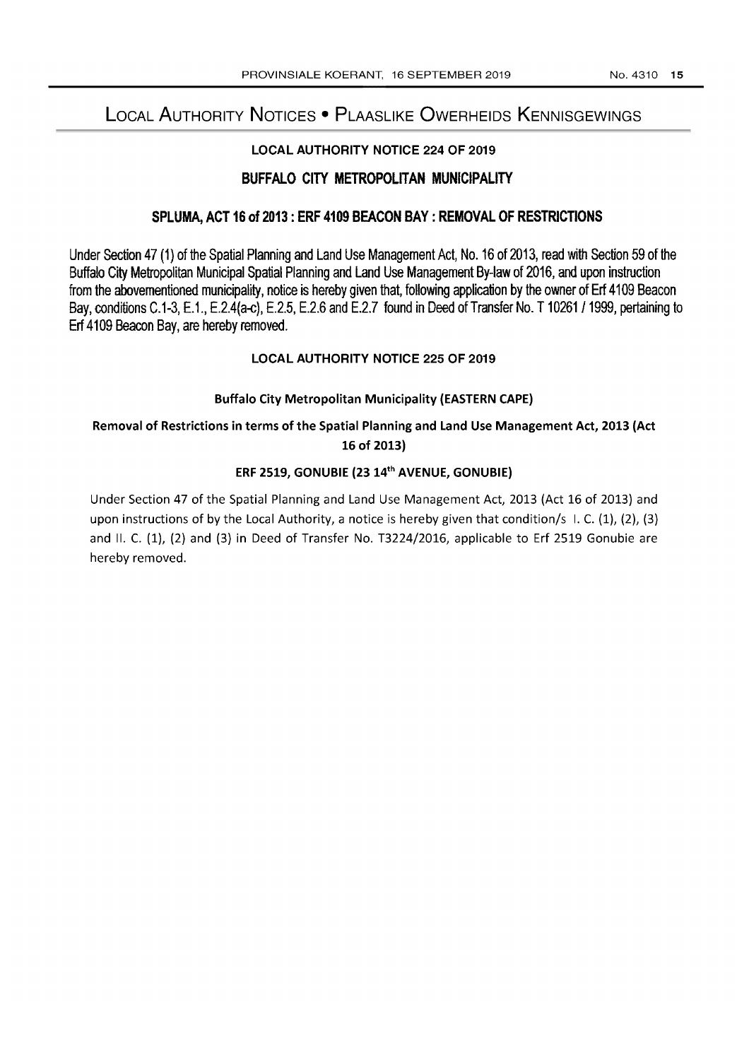# Local Authority Notices • Plaaslike Owerheids Kennisgewings

## LOCAL AUTHORITY NOTICE 224 OF 2019

### BUFFALO CITY METROPOLITAN MUNICIPALITY

### SPLUMA, ACT 16 of 2013 : ERF 4109 BEACON BAY : REMOVAL OF RESTRICTIONS

Under Section 47 (1) of the Spatial Planning and Land Use Management Act, No. 16 of 2013, read with Section 59 of the Buffalo City Metropolitan Municipal Spatial Planning and Land Use Management By-law of 2016, and upon instruction from the abovementioned municipality, notice is hereby given that, following application by the owner of Erf 4109 Beacon Bay, conditions C.1-3, E.1., E.2.4(a-c), E.2.5, E.2.6 and E.2.7 found in Deed of Transfer No. T 10261 / 1999, pertaining to Erf 4109 Beacon Bay, are hereby removed.

## LOCAL AUTHORITY NOTICE 225 OF 2019

### Buffalo City Metropolitan Municipality (EASTERN CAPE)

### Removal of Restrictions in terms of the Spatial Planning and Land Use Management Act, 2013 (Act 16 of 2013)

### ERF 2519, GONUBIE (23 14th AVENUE, GONUBIE)

Under Section 47 of the Spatial Planning and Land Use Management Act, 2013 (Act 16 of 2013) and upon instructions of by the Local Authority, a notice is hereby given that condition/s I. C. (1), (2), (3) and II. C. (1), (2) and (3) in Deed of Transfer No. T3224/2016, applicable to Erf 2519 Gonubie are hereby removed.